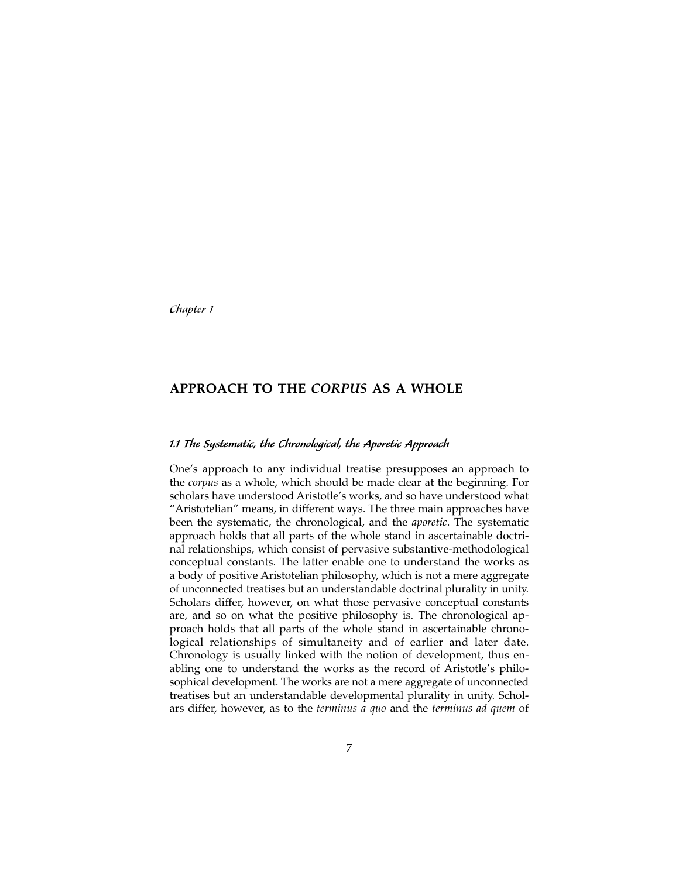*Chapter 1*

# APPROACH TO THE *CORPUS* AS A WHOLE

## *1.1 The Systematic, the Chronological, the Aporetic Approach*

One's approach to any individual treatise presupposes an approach to the *corpus* as a whole, which should be made clear at the beginning. For scholars have understood Aristotle's works, and so have understood what "Aristotelian" means, in different ways. The three main approaches have been the systematic, the chronological, and the *aporetic*. The systematic approach holds that all parts of the whole stand in ascertainable doctrinal relationships, which consist of pervasive substantive-methodological conceptual constants. The latter enable one to understand the works as a body of positive Aristotelian philosophy, which is not a mere aggregate of unconnected treatises but an understandable doctrinal plurality in unity. Scholars differ, however, on what those pervasive conceptual constants are, and so on what the positive philosophy is. The chronological approach holds that all parts of the whole stand in ascertainable chronological relationships of simultaneity and of earlier and later date. Chronology is usually linked with the notion of development, thus enabling one to understand the works as the record of Aristotle's philosophical development. The works are not a mere aggregate of unconnected treatises but an understandable developmental plurality in unity. Scholars differ, however, as to the *terminus a quo* and the *terminus ad quem* of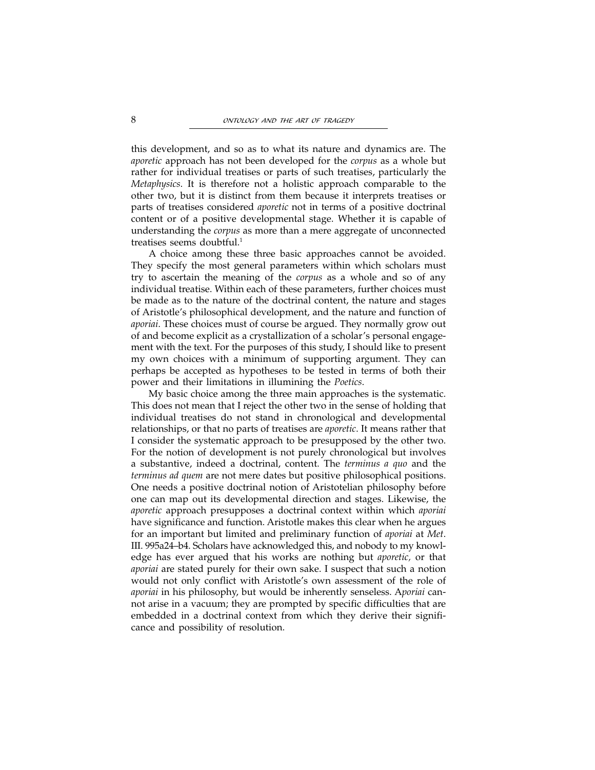this development, and so as to what its nature and dynamics are. The *aporetic* approach has not been developed for the *corpus* as a whole but rather for individual treatises or parts of such treatises, particularly the *Metaphysics*. It is therefore not a holistic approach comparable to the other two, but it is distinct from them because it interprets treatises or parts of treatises considered *aporetic* not in terms of a positive doctrinal content or of a positive developmental stage. Whether it is capable of understanding the *corpus* as more than a mere aggregate of unconnected treatises seems doubtful.[1]

A choice among these three basic approaches cannot be avoided. They specify the most general parameters within which scholars must try to ascertain the meaning of the *corpus* as a whole and so of any individual treatise. Within each of these parameters, further choices must be made as to the nature of the doctrinal content, the nature and stages of Aristotle's philosophical development, and the nature and function of *aporiai*. These choices must of course be argued. They normally grow out of and become explicit as a crystallization of a scholar's personal engagement with the text. For the purposes of this study, I should like to present my own choices with a minimum of supporting argument. They can perhaps be accepted as hypotheses to be tested in terms of both their power and their limitations in illumining the *Poetics*.

My basic choice among the three main approaches is the systematic. This does not mean that I reject the other two in the sense of holding that individual treatises do not stand in chronological and developmental relationships, or that no parts of treatises are *aporetic*. It means rather that I consider the systematic approach to be presupposed by the other two. For the notion of development is not purely chronological but involves a substantive, indeed a doctrinal, content. The *terminus a quo* and the *terminus ad quem* are not mere dates but positive philosophical positions. One needs a positive doctrinal notion of Aristotelian philosophy before one can map out its developmental direction and stages. Likewise, the *aporetic* approach presupposes a doctrinal context within which *aporiai* have significance and function. Aristotle makes this clear when he argues for an important but limited and preliminary function of *aporiai* at *Met.* III. 995a24–b4. Scholars have acknowledged this, and nobody to my knowledge has ever argued that his works are nothing but *aporetic*, or that *aporiai* are stated purely for their own sake. I suspect that such a notion would not only conflict with Aristotle's own assessment of the role of *aporiai* in his philosophy, but would be inherently senseless. A*poriai* cannot arise in a vacuum; they are prompted by specific difficulties that are embedded in a doctrinal context from which they derive their significance and possibility of resolution.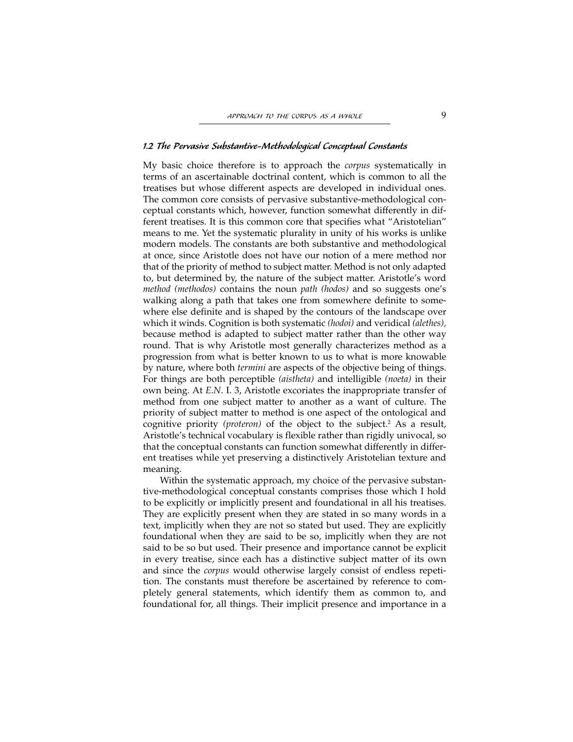### *1.2 The Pervasive Substantive-Methodological Conceptual Constants*

My basic choice therefore is to approach the *corpus* systematically in terms of an ascertainable doctrinal content, which is common to all the treatises but whose different aspects are developed in individual ones. The common core consists of pervasive substantive-methodological conceptual constants which, however, function somewhat differently in different treatises. It is this common core that specifies what "Aristotelian" means to me. Yet the systematic plurality in unity of his works is unlike modern models. The constants are both substantive and methodological at once, since Aristotle does not have our notion of a mere method nor that of the priority of method to subject matter. Method is not only adapted to, but determined by, the nature of the subject matter. Aristotle's word *method (methodos)* contains the noun *path (hodos)* and so suggests one's walking along a path that takes one from somewhere definite to somewhere else definite and is shaped by the contours of the landscape over which it winds. Cognition is both systematic *(hodoi)* and veridical *(alethes),* because method is adapted to subject matter rather than the other way round. That is why Aristotle most generally characterizes method as a progression from what is better known to us to what is more knowable by nature, where both *termini* are aspects of the objective being of things. For things are both perceptible *(aistheta)* and intelligible *(noeta)* in their own being. At *E.N.* I. 3, Aristotle excoriates the inappropriate transfer of method from one subject matter to another as a want of culture. The priority of subject matter to method is one aspect of the ontological and cognitive priority *(proteron)* of the object to the subject.[2] As a result, Aristotle's technical vocabulary is flexible rather than rigidly univocal, so that the conceptual constants can function somewhat differently in different treatises while yet preserving a distinctively Aristotelian texture and meaning.

Within the systematic approach, my choice of the pervasive substantive-methodological conceptual constants comprises those which I hold to be explicitly or implicitly present and foundational in all his treatises. They are explicitly present when they are stated in so many words in a text, implicitly when they are not so stated but used. They are explicitly foundational when they are said to be so, implicitly when they are not said to be so but used. Their presence and importance cannot be explicit in every treatise, since each has a distinctive subject matter of its own and since the *corpus* would otherwise largely consist of endless repetition. The constants must therefore be ascertained by reference to completely general statements, which identify them as common to, and foundational for, all things. Their implicit presence and importance in a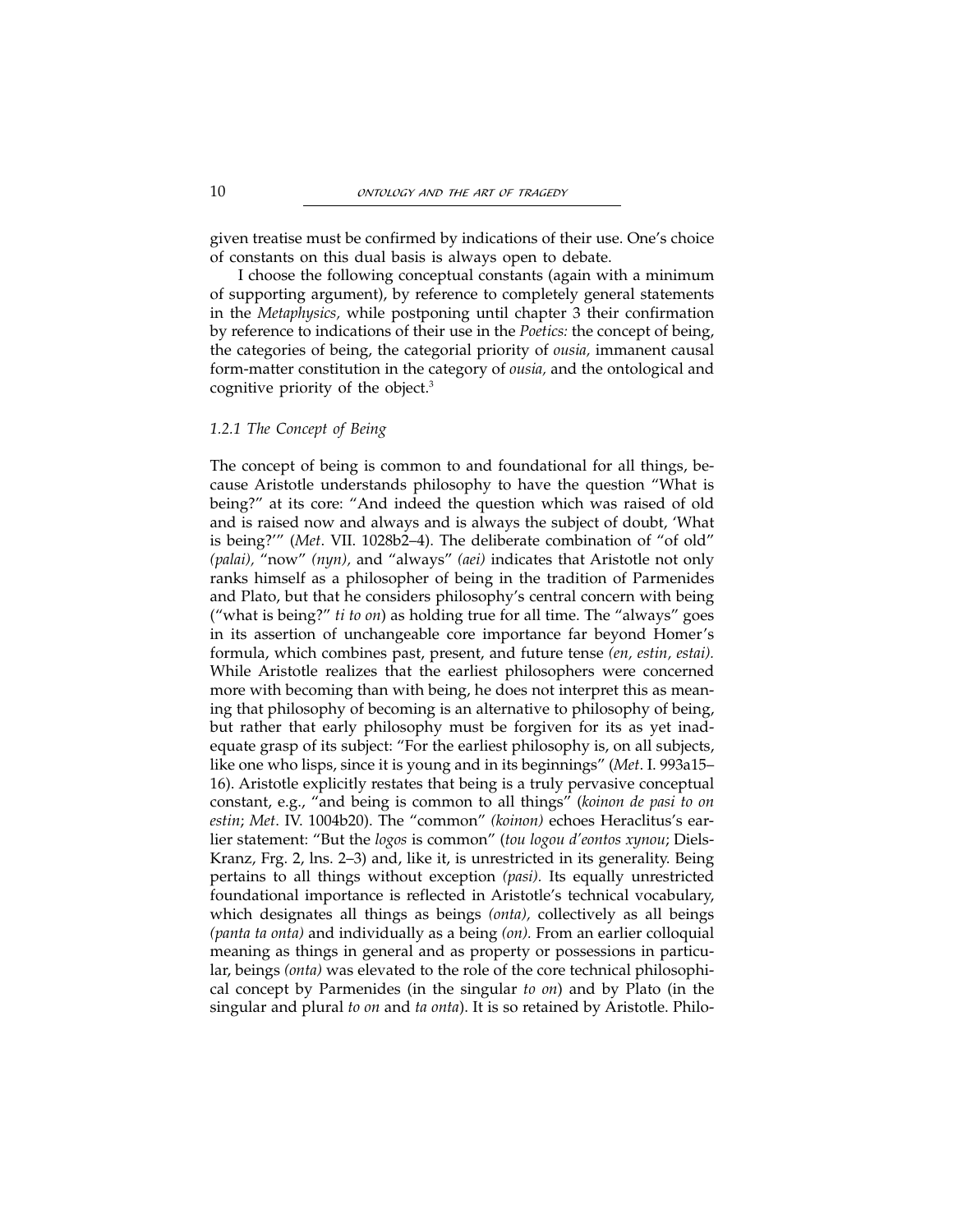given treatise must be confirmed by indications of their use. One's choice of constants on this dual basis is always open to debate.

I choose the following conceptual constants (again with a minimum of supporting argument), by reference to completely general statements in the *Metaphysics,* while postponing until chapter 3 their confirmation by reference to indications of their use in the *Poetics:* the concept of being, the categories of being, the categorial priority of *ousia,* immanent causal form-matter constitution in the category of *ousia,* and the ontological and cognitive priority of the object.[3]

### *1.2.1 The Concept of Being*

The concept of being is common to and foundational for all things, because Aristotle understands philosophy to have the question "What is being?" at its core: "And indeed the question which was raised of old and is raised now and always and is always the subject of doubt, 'What is being?'" (*Met*. VII. 1028b2–4). The deliberate combination of "of old" *(palai),* "now" *(nyn),* and "always" *(aei)* indicates that Aristotle not only ranks himself as a philosopher of being in the tradition of Parmenides and Plato, but that he considers philosophy's central concern with being ("what is being?" *ti to on*) as holding true for all time. The "always" goes in its assertion of unchangeable core importance far beyond Homer's formula, which combines past, present, and future tense *(en, estin, estai).* While Aristotle realizes that the earliest philosophers were concerned more with becoming than with being, he does not interpret this as meaning that philosophy of becoming is an alternative to philosophy of being, but rather that early philosophy must be forgiven for its as yet inadequate grasp of its subject: "For the earliest philosophy is, on all subjects, like one who lisps, since it is young and in its beginnings" (*Met*. I. 993a15–16). Aristotle explicitly restates that being is a truly pervasive conceptual constant, e.g., "and being is common to all things" (*koinon de pasi to on estin*; *Met*. IV. 1004b20). The "common" *(koinon)* echoes Heraclitus's earlier statement: "But the *logos* is common" (*tou logou d'eontos xynou*; Diels-Kranz, Frg. 2, lns. 2–3) and, like it, is unrestricted in its generality. Being pertains to all things without exception *(pasi).* Its equally unrestricted foundational importance is reflected in Aristotle's technical vocabulary, which designates all things as beings *(onta),* collectively as all beings *(panta ta onta)* and individually as a being *(on).* From an earlier colloquial meaning as things in general and as property or possessions in particular, beings *(onta)* was elevated to the role of the core technical philosophical concept by Parmenides (in the singular *to on*) and by Plato (in the singular and plural *to on* and *ta onta*). It is so retained by Aristotle. Philo-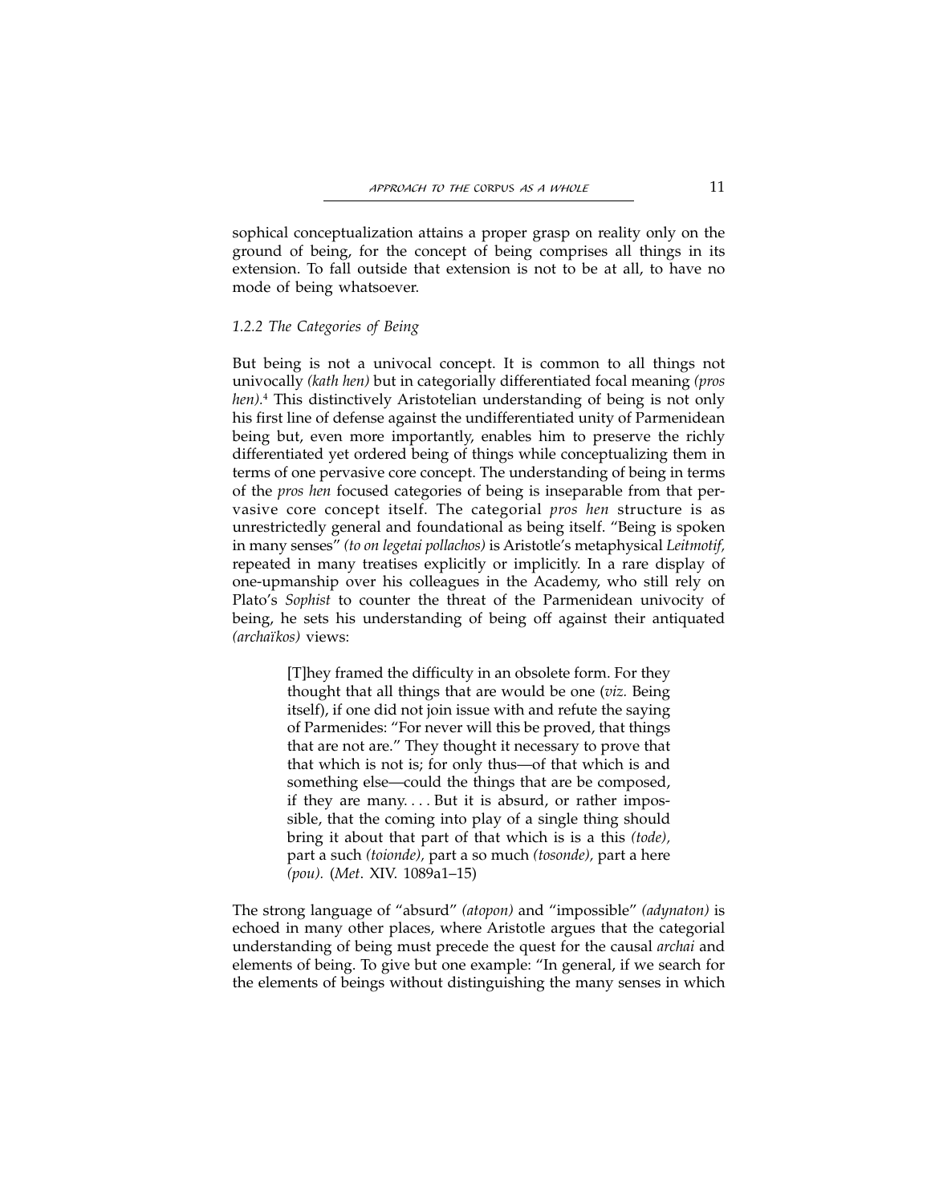sophical conceptualization attains a proper grasp on reality only on the ground of being, for the concept of being comprises all things in its extension. To fall outside that extension is not to be at all, to have no mode of being whatsoever.

### *1.2.2 The Categories of Being*

But being is not a univocal concept. It is common to all things not univocally *(kath hen)* but in categorially differentiated focal meaning *(pros hen)*.[4] This distinctively Aristotelian understanding of being is not only his first line of defense against the undifferentiated unity of Parmenidean being but, even more importantly, enables him to preserve the richly differentiated yet ordered being of things while conceptualizing them in terms of one pervasive core concept. The understanding of being in terms of the *pros hen* focused categories of being is inseparable from that pervasive core concept itself. The categorial *pros hen* structure is as unrestrictedly general and foundational as being itself. "Being is spoken in many senses" *(to on legetai pollachos)* is Aristotle's metaphysical *Leitmotif,* repeated in many treatises explicitly or implicitly. In a rare display of one-upmanship over his colleagues in the Academy, who still rely on Plato's *Sophist* to counter the threat of the Parmenidean univocity of being, he sets his understanding of being off against their antiquated *(archaïkos)* views:

> [T]hey framed the difficulty in an obsolete form. For they thought that all things that are would be one (*viz.* Being itself), if one did not join issue with and refute the saying of Parmenides: "For never will this be proved, that things that are not are." They thought it necessary to prove that that which is not is; for only thus—of that which is and something else—could the things that are be composed, if they are many. . . . But it is absurd, or rather impossible, that the coming into play of a single thing should bring it about that that part of that which is is a this *(tode),* part a such *(toionde),* part a so much *(tosonde),* part a here *(pou).* (*Met*. XIV. 1089a1–15)

The strong language of "absurd" *(atopon)* and "impossible" *(adynaton)* is echoed in many other places, where Aristotle argues that the categorial understanding of being must precede the quest for the causal *archai* and elements of being. To give but one example: "In general, if we search for the elements of beings without distinguishing the many senses in which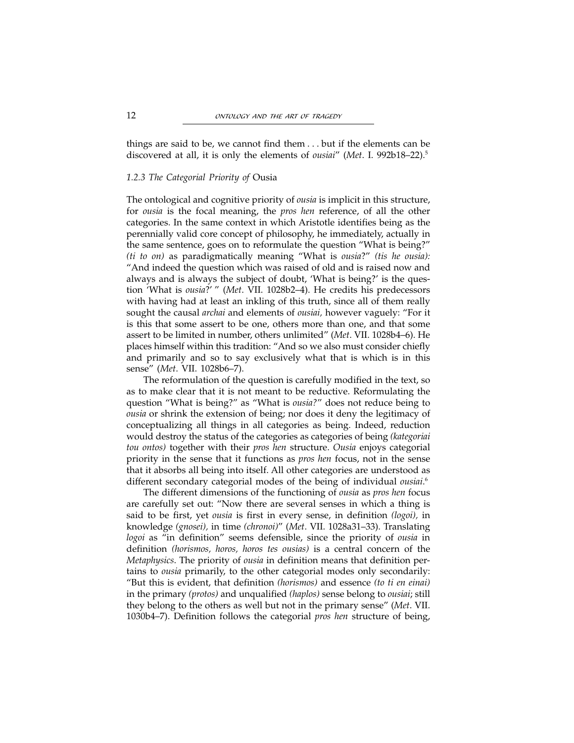things are said to be, we cannot find them . . . but if the elements can be discovered at all, it is only the elements of *ousiai*" (*Met*. I. 992b18–22).[5]

### 1.2.3 The Categorial Priority of *Ousia*

The ontological and cognitive priority of *ousia* is implicit in this structure, for *ousia* is the focal meaning, the *pros hen* reference, of all the other categories. In the same context in which Aristotle identifies being as the perennially valid core concept of philosophy, he immediately, actually in the same sentence, goes on to reformulate the question "What is being?" *(ti to on)* as paradigmatically meaning "What is *ousia*?" *(tis he ousia):* "And indeed the question which was raised of old and is raised now and always and is always the subject of doubt, 'What is being?' is the question 'What is *ousia*?' " (*Met*. VII. 1028b2–4). He credits his predecessors with having had at least an inkling of this truth, since all of them really sought the causal *archai* and elements of *ousiai,* however vaguely: "For it is this that some assert to be one, others more than one, and that some assert to be limited in number, others unlimited" (*Met*. VII. 1028b4–6). He places himself within this tradition: "And so we also must consider chiefly and primarily and so to say exclusively what that is which is in this sense" (*Met*. VII. 1028b6–7).

The reformulation of the question is carefully modified in the text, so as to make clear that it is not meant to be reductive. Reformulating the question "What is being?" as "What is *ousia*?" does not reduce being to *ousia* or shrink the extension of being; nor does it deny the legitimacy of conceptualizing all things in all categories as being. Indeed, reduction would destroy the status of the categories as categories of being *(kategoriai tou ontos)* together with their *pros hen* structure. *Ousia* enjoys categorial priority in the sense that it functions as *pros hen* focus, not in the sense that it absorbs all being into itself. All other categories are understood as different secondary categorial modes of the being of individual *ousiai*.[6]

The different dimensions of the functioning of *ousia* as *pros hen* focus are carefully set out: "Now there are several senses in which a thing is said to be first, yet *ousia* is first in every sense, in definition *(logoi),* in knowledge *(gnosei),* in time *(chronoi)*" (*Met*. VII. 1028a31–33). Translating *logoi* as "in definition" seems defensible, since the priority of *ousia* in definition *(horismos, horos, horos tes ousias)* is a central concern of the *Metaphysics*. The priority of *ousia* in definition means that definition pertains to *ousia* primarily, to the other categorial modes only secondarily: "But this is evident, that definition *(horismos)* and essence *(to ti en einai)* in the primary *(protos)* and unqualified *(haplos)* sense belong to *ousiai*; still they belong to the others as well but not in the primary sense" (*Met*. VII. 1030b4–7). Definition follows the categorial *pros hen* structure of being,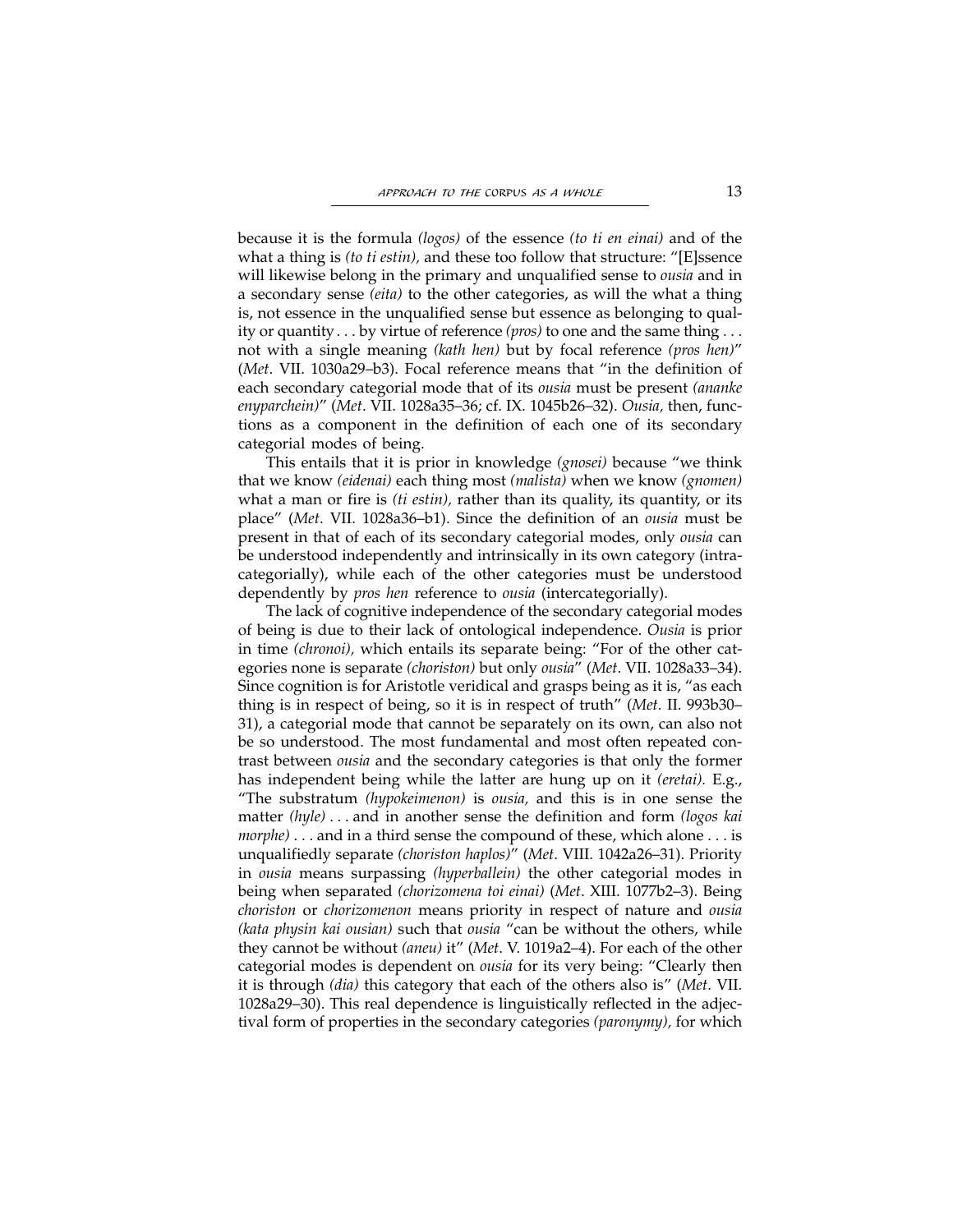because it is the formula *(logos)* of the essence *(to ti en einai)* and of the what a thing is *(to ti estin),* and these too follow that structure: "[E]ssence will likewise belong in the primary and unqualified sense to *ousia* and in a secondary sense *(eita)* to the other categories, as will the what a thing is, not essence in the unqualified sense but essence as belonging to quality or quantity . . . by virtue of reference *(pros)* to one and the same thing . . . not with a single meaning *(kath hen)* but by focal reference *(pros hen)*" (*Met*. VII. 1030a29–b3). Focal reference means that "in the definition of each secondary categorial mode that of its *ousia* must be present *(ananke enyparchein)*" (*Met*. VII. 1028a35–36; cf. IX. 1045b26–32). *Ousia,* then, functions as a component in the definition of each one of its secondary categorial modes of being.

This entails that it is prior in knowledge *(gnosei)* because "we think that we know *(eidenai)* each thing most *(malista)* when we know *(gnomen)* what a man or fire is *(ti estin),* rather than its quality, its quantity, or its place" (*Met*. VII. 1028a36–b1). Since the definition of an *ousia* must be present in that of each of its secondary categorial modes, only *ousia* can be understood independently and intrinsically in its own category (intracategorially), while each of the other categories must be understood dependently by *pros hen* reference to *ousia* (intercategorially).

The lack of cognitive independence of the secondary categorial modes of being is due to their lack of ontological independence. *Ousia* is prior in time *(chronoi),* which entails its separate being: "For of the other categories none is separate *(choriston)* but only *ousia*" (*Met*. VII. 1028a33–34). Since cognition is for Aristotle veridical and grasps being as it is, "as each thing is in respect of being, so it is in respect of truth" (*Met*. II. 993b30–31), a categorial mode that cannot be separately on its own, can also not be so understood. The most fundamental and most often repeated contrast between *ousia* and the secondary categories is that only the former has independent being while the latter are hung up on it *(eretai).* E.g., "The substratum *(hypokeimenon)* is *ousia,* and this is in one sense the matter *(hyle)* . . . and in another sense the definition and form *(logos kai morphe)* . . . and in a third sense the compound of these, which alone . . . is unqualifiedly separate *(choriston haplos)*" (*Met*. VIII. 1042a26–31). Priority in *ousia* means surpassing *(hyperballein)* the other categorial modes in being when separated *(chorizomena toi einai)* (*Met*. XIII. 1077b2–3). Being *choriston* or *chorizomenon* means priority in respect of nature and *ousia (kata physin kai ousian)* such that *ousia* "can be without the others, while they cannot be without *(aneu)* it" (*Met*. V. 1019a2–4). For each of the other categorial modes is dependent on *ousia* for its very being: "Clearly then it is through *(dia)* this category that each of the others also is" (*Met*. VII. 1028a29–30). This real dependence is linguistically reflected in the adjectival form of properties in the secondary categories *(paronymy),* for which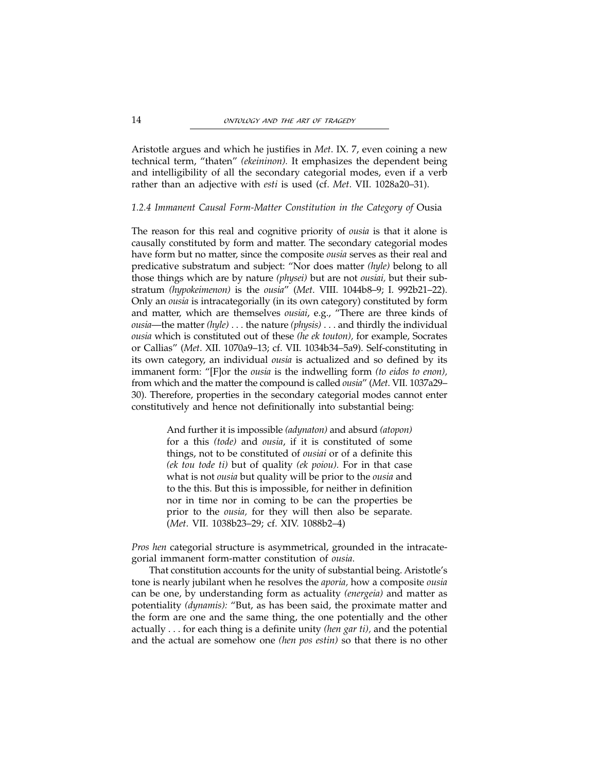Aristotle argues and which he justifies in *Met*. IX. 7, even coining a new technical term, "thaten" *(ekeininon).* It emphasizes the dependent being and intelligibility of all the secondary categorial modes, even if a verb rather than an adjective with *esti* is used (cf. *Met*. VII. 1028a20–31).

### 1.2.4 *Immanent Causal Form-Matter Constitution in the Category of* Ousia

The reason for this real and cognitive priority of *ousia* is that it alone is causally constituted by form and matter. The secondary categorial modes have form but no matter, since the composite *ousia* serves as their real and predicative substratum and subject: "Nor does matter *(hyle)* belong to all those things which are by nature *(physei)* but are not *ousiai,* but their substratum *(hypokeimenon)* is the *ousia*" (*Met*. VIII. 1044b8–9; I. 992b21–22). Only an *ousia* is intracategorially (in its own category) constituted by form and matter, which are themselves *ousiai*, e.g., "There are three kinds of *ousia*—the matter *(hyle)* . . . the nature *(physis)* . . . and thirdly the individual *ousia* which is constituted out of these *(he ek touton),* for example, Socrates or Callias" (*Met*. XII. 1070a9–13; cf. VII. 1034b34–5a9). Self-constituting in its own category, an individual *ousia* is actualized and so defined by its immanent form: "[F]or the *ousia* is the indwelling form *(to eidos to enon),* from which and the matter the compound is called *ousia*" (*Met.* VII. 1037a29–30). Therefore, properties in the secondary categorial modes cannot enter constitutively and hence not definitionally into substantial being:

> And further it is impossible *(adynaton)* and absurd *(atopon)* for a this *(tode)* and *ousia*, if it is constituted of some things, not to be constituted of *ousiai* or of a definite this *(ek tou tode ti)* but of quality *(ek poiou).* For in that case what is not *ousia* but quality will be prior to the *ousia* and to the this. But this is impossible, for neither in definition nor in time nor in coming to be can the properties be prior to the *ousia,* for they will then also be separate. (*Met*. VII. 1038b23–29; cf. XIV. 1088b2–4)

*Pros hen* categorial structure is asymmetrical, grounded in the intracategorial immanent form-matter constitution of *ousia*.

That constitution accounts for the unity of substantial being. Aristotle's tone is nearly jubilant when he resolves the *aporia,* how a composite *ousia* can be one, by understanding form as actuality *(energeia)* and matter as potentiality *(dynamis):* "But, as has been said, the proximate matter and the form are one and the same thing, the one potentially and the other actually . . . for each thing is a definite unity *(hen gar ti),* and the potential and the actual are somehow one *(hen pos estin)* so that there is no other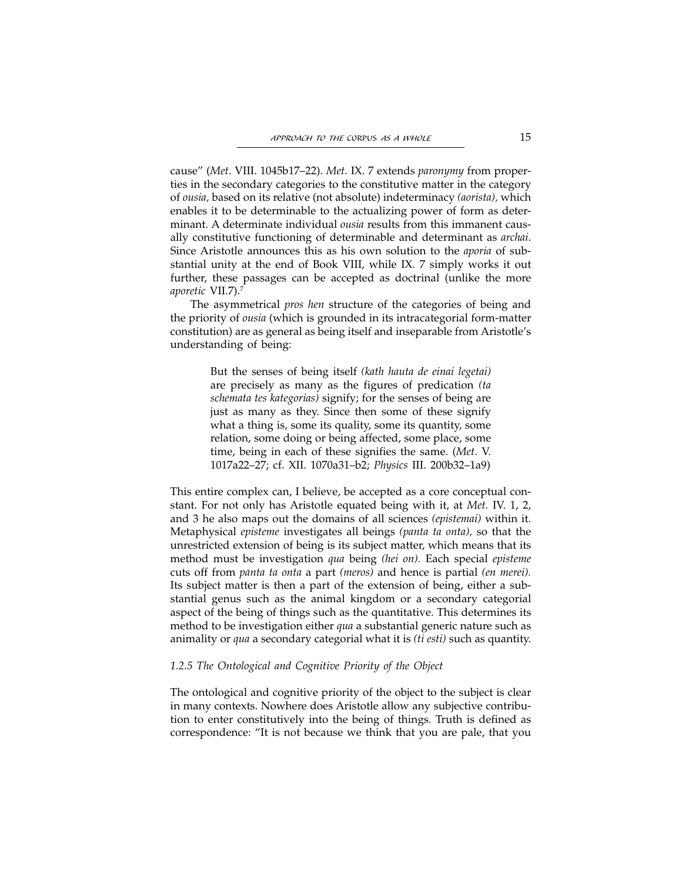cause" (*Met*. VIII. 1045b17–22). *Met*. IX. 7 extends *paronymy* from properties in the secondary categories to the constitutive matter in the category of *ousia*, based on its relative (not absolute) indeterminacy *(aorista),* which enables it to be determinable to the actualizing power of form as determinant. A determinate individual *ousia* results from this immanent causally constitutive functioning of determinable and determinant as *archai*. Since Aristotle announces this as his own solution to the *aporia* of substantial unity at the end of Book VIII, while IX. 7 simply works it out further, these passages can be accepted as doctrinal (unlike the more *aporetic* VII.7).[7]

The asymmetrical *pros hen* structure of the categories of being and the priority of *ousia* (which is grounded in its intracategorial form-matter constitution) are as general as being itself and inseparable from Aristotle's understanding of being:

> But the senses of being itself *(kath hauta de einai legetai)* are precisely as many as the figures of predication *(ta schemata tes kategorias)* signify; for the senses of being are just as many as they. Since then some of these signify what a thing is, some its quality, some its quantity, some relation, some doing or being affected, some place, some time, being in each of these signifies the same. (*Met*. V. 1017a22–27; cf. XII. 1070a31–b2; *Physics* III. 200b32–1a9)

This entire complex can, I believe, be accepted as a core conceptual constant. For not only has Aristotle equated being with it, at *Met.* IV. 1, 2, and 3 he also maps out the domains of all sciences *(epistemai)* within it. Metaphysical *episteme* investigates all beings *(panta ta onta),* so that the unrestricted extension of being is its subject matter, which means that its method must be investigation *qua* being *(hei on).* Each special *episteme* cuts off from *panta ta onta* a part *(meros)* and hence is partial *(en merei).* Its subject matter is then a part of the extension of being, either a substantial genus such as the animal kingdom or a secondary categorial aspect of the being of things such as the quantitative. This determines its method to be investigation either *qua* a substantial generic nature such as animality or *qua* a secondary categorial what it is *(ti esti)* such as quantity.

### *1.2.5 The Ontological and Cognitive Priority of the Object*

The ontological and cognitive priority of the object to the subject is clear in many contexts. Nowhere does Aristotle allow any subjective contribution to enter constitutively into the being of things. Truth is defined as correspondence: "It is not because we think that you are pale, that you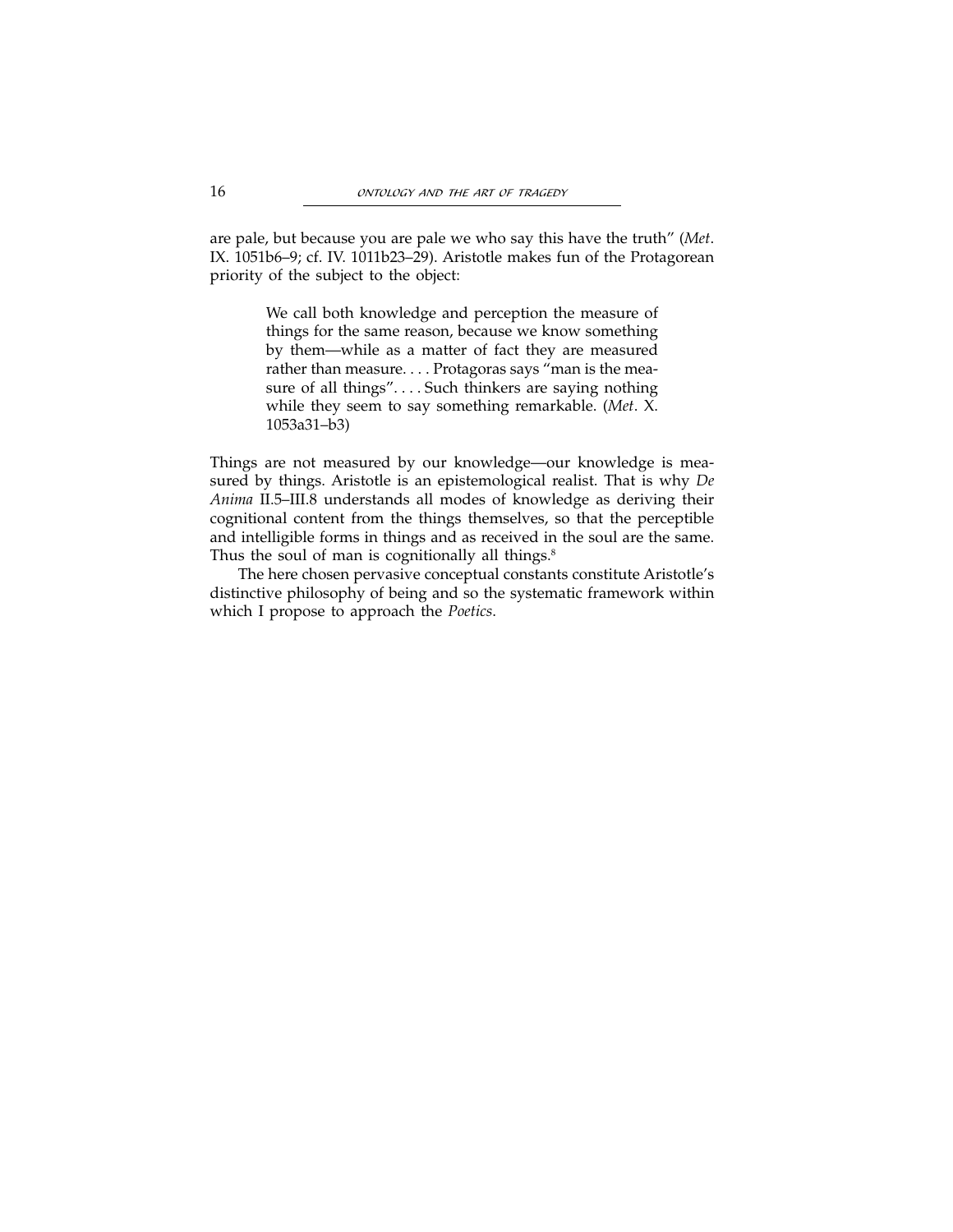are pale, but because you are pale we who say this have the truth" (*Met*. IX. 1051b6–9; cf. IV. 1011b23–29). Aristotle makes fun of the Protagorean priority of the subject to the object:

> We call both knowledge and perception the measure of things for the same reason, because we know something by them—while as a matter of fact they are measured rather than measure. . . . Protagoras says "man is the measure of all things". . . . Such thinkers are saying nothing while they seem to say something remarkable. (*Met*. X. 1053a31–b3)

Things are not measured by our knowledge—our knowledge is measured by things. Aristotle is an epistemological realist. That is why *De Anima* II.5–III.8 understands all modes of knowledge as deriving their cognitional content from the things themselves, so that the perceptible and intelligible forms in things and as received in the soul are the same. Thus the soul of man is cognitionally all things.[8]

The here chosen pervasive conceptual constants constitute Aristotle's distinctive philosophy of being and so the systematic framework within which I propose to approach the *Poetics*.